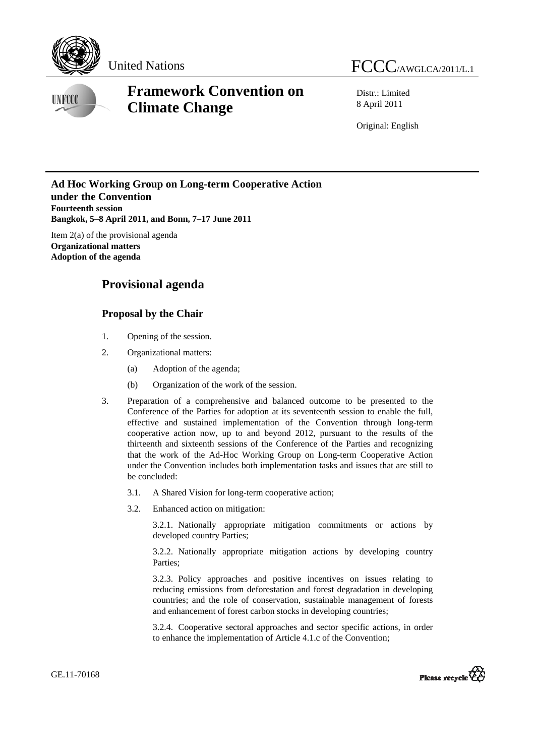United Nations FCCC/AWGLCA/2011/L.1

# Framework Convention on Climate Change

Distr.: Limited
8 April 2011

Original: English

**Ad Hoc Working Group on Long-term Cooperative Action under the Convention**
**Fourteenth session**
**Bangkok, 5–8 April 2011, and Bonn, 7–17 June 2011**

Item 2(a) of the provisional agenda
**Organizational matters**
**Adoption of the agenda**

## Provisional agenda

### Proposal by the Chair

1. Opening of the session.

2. Organizational matters:

   (a) Adoption of the agenda;

   (b) Organization of the work of the session.

3. Preparation of a comprehensive and balanced outcome to be presented to the Conference of the Parties for adoption at its seventeenth session to enable the full, effective and sustained implementation of the Convention through long-term cooperative action now, up to and beyond 2012, pursuant to the results of the thirteenth and sixteenth sessions of the Conference of the Parties and recognizing that the work of the Ad-Hoc Working Group on Long-term Cooperative Action under the Convention includes both implementation tasks and issues that are still to be concluded:

   3.1. A Shared Vision for long-term cooperative action;

   3.2. Enhanced action on mitigation:

   3.2.1. Nationally appropriate mitigation commitments or actions by developed country Parties;

   3.2.2. Nationally appropriate mitigation actions by developing country Parties;

   3.2.3. Policy approaches and positive incentives on issues relating to reducing emissions from deforestation and forest degradation in developing countries; and the role of conservation, sustainable management of forests and enhancement of forest carbon stocks in developing countries;

   3.2.4. Cooperative sectoral approaches and sector specific actions, in order to enhance the implementation of Article 4.1.c of the Convention;

GE.11-70168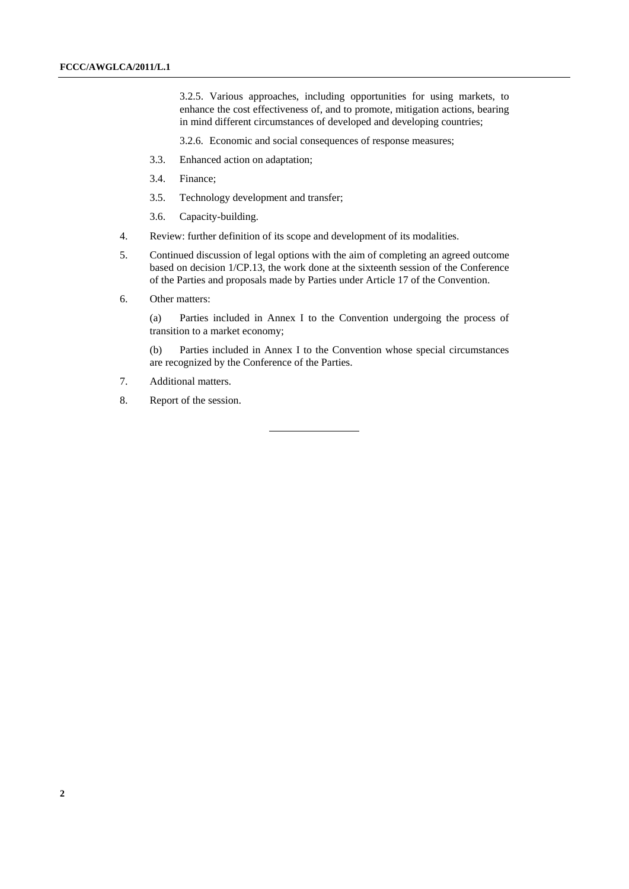3.2.5. Various approaches, including opportunities for using markets, to enhance the cost effectiveness of, and to promote, mitigation actions, bearing in mind different circumstances of developed and developing countries;

3.2.6. Economic and social consequences of response measures;

3.3. Enhanced action on adaptation;

3.4. Finance;

3.5. Technology development and transfer;

3.6. Capacity-building.

4. Review: further definition of its scope and development of its modalities.

5. Continued discussion of legal options with the aim of completing an agreed outcome based on decision 1/CP.13, the work done at the sixteenth session of the Conference of the Parties and proposals made by Parties under Article 17 of the Convention.

6. Other matters:

   (a) Parties included in Annex I to the Convention undergoing the process of transition to a market economy;

   (b) Parties included in Annex I to the Convention whose special circumstances are recognized by the Conference of the Parties.

7. Additional matters.

8. Report of the session.